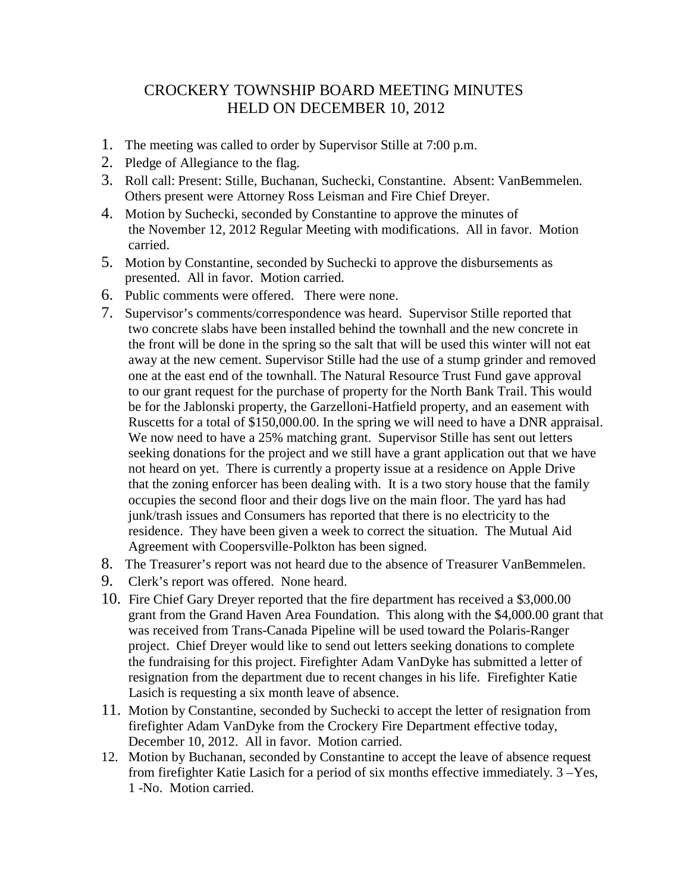# CROCKERY TOWNSHIP BOARD MEETING MINUTES
## HELD ON DECEMBER 10, 2012

1. The meeting was called to order by Supervisor Stille at 7:00 p.m.
2. Pledge of Allegiance to the flag.
3. Roll call: Present: Stille, Buchanan, Suchecki, Constantine. Absent: VanBemmelen. Others present were Attorney Ross Leisman and Fire Chief Dreyer.
4. Motion by Suchecki, seconded by Constantine to approve the minutes of the November 12, 2012 Regular Meeting with modifications. All in favor. Motion carried.
5. Motion by Constantine, seconded by Suchecki to approve the disbursements as presented. All in favor. Motion carried.
6. Public comments were offered. There were none.
7. Supervisor's comments/correspondence was heard. Supervisor Stille reported that two concrete slabs have been installed behind the townhall and the new concrete in the front will be done in the spring so the salt that will be used this winter will not eat away at the new cement. Supervisor Stille had the use of a stump grinder and removed one at the east end of the townhall. The Natural Resource Trust Fund gave approval to our grant request for the purchase of property for the North Bank Trail. This would be for the Jablonski property, the Garzelloni-Hatfield property, and an easement with Ruscetts for a total of $150,000.00. In the spring we will need to have a DNR appraisal. We now need to have a 25% matching grant. Supervisor Stille has sent out letters seeking donations for the project and we still have a grant application out that we have not heard on yet. There is currently a property issue at a residence on Apple Drive that the zoning enforcer has been dealing with. It is a two story house that the family occupies the second floor and their dogs live on the main floor. The yard has had junk/trash issues and Consumers has reported that there is no electricity to the residence. They have been given a week to correct the situation. The Mutual Aid Agreement with Coopersville-Polkton has been signed.
8. The Treasurer's report was not heard due to the absence of Treasurer VanBemmelen.
9. Clerk's report was offered. None heard.
10. Fire Chief Gary Dreyer reported that the fire department has received a $3,000.00 grant from the Grand Haven Area Foundation. This along with the $4,000.00 grant that was received from Trans-Canada Pipeline will be used toward the Polaris-Ranger project. Chief Dreyer would like to send out letters seeking donations to complete the fundraising for this project. Firefighter Adam VanDyke has submitted a letter of resignation from the department due to recent changes in his life. Firefighter Katie Lasich is requesting a six month leave of absence.
11. Motion by Constantine, seconded by Suchecki to accept the letter of resignation from firefighter Adam VanDyke from the Crockery Fire Department effective today, December 10, 2012. All in favor. Motion carried.
12. Motion by Buchanan, seconded by Constantine to accept the leave of absence request from firefighter Katie Lasich for a period of six months effective immediately. 3 –Yes, 1 -No. Motion carried.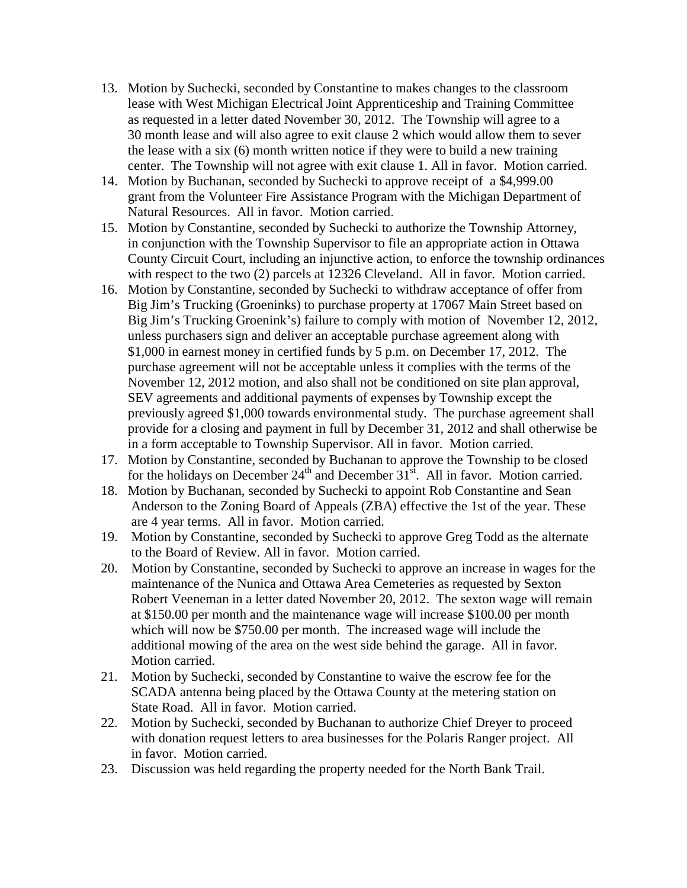13. Motion by Suchecki, seconded by Constantine to makes changes to the classroom lease with West Michigan Electrical Joint Apprenticeship and Training Committee as requested in a letter dated November 30, 2012. The Township will agree to a 30 month lease and will also agree to exit clause 2 which would allow them to sever the lease with a six (6) month written notice if they were to build a new training center. The Township will not agree with exit clause 1. All in favor. Motion carried.
14. Motion by Buchanan, seconded by Suchecki to approve receipt of a $4,999.00 grant from the Volunteer Fire Assistance Program with the Michigan Department of Natural Resources. All in favor. Motion carried.
15. Motion by Constantine, seconded by Suchecki to authorize the Township Attorney, in conjunction with the Township Supervisor to file an appropriate action in Ottawa County Circuit Court, including an injunctive action, to enforce the township ordinances with respect to the two (2) parcels at 12326 Cleveland. All in favor. Motion carried.
16. Motion by Constantine, seconded by Suchecki to withdraw acceptance of offer from Big Jim's Trucking (Groeninks) to purchase property at 17067 Main Street based on Big Jim's Trucking Groenink's) failure to comply with motion of November 12, 2012, unless purchasers sign and deliver an acceptable purchase agreement along with $1,000 in earnest money in certified funds by 5 p.m. on December 17, 2012. The purchase agreement will not be acceptable unless it complies with the terms of the November 12, 2012 motion, and also shall not be conditioned on site plan approval, SEV agreements and additional payments of expenses by Township except the previously agreed $1,000 towards environmental study. The purchase agreement shall provide for a closing and payment in full by December 31, 2012 and shall otherwise be in a form acceptable to Township Supervisor. All in favor. Motion carried.
17. Motion by Constantine, seconded by Buchanan to approve the Township to be closed for the holidays on December 24th and December 31st. All in favor. Motion carried.
18. Motion by Buchanan, seconded by Suchecki to appoint Rob Constantine and Sean Anderson to the Zoning Board of Appeals (ZBA) effective the 1st of the year. These are 4 year terms. All in favor. Motion carried.
19. Motion by Constantine, seconded by Suchecki to approve Greg Todd as the alternate to the Board of Review. All in favor. Motion carried.
20. Motion by Constantine, seconded by Suchecki to approve an increase in wages for the maintenance of the Nunica and Ottawa Area Cemeteries as requested by Sexton Robert Veeneman in a letter dated November 20, 2012. The sexton wage will remain at $150.00 per month and the maintenance wage will increase $100.00 per month which will now be $750.00 per month. The increased wage will include the additional mowing of the area on the west side behind the garage. All in favor. Motion carried.
21. Motion by Suchecki, seconded by Constantine to waive the escrow fee for the SCADA antenna being placed by the Ottawa County at the metering station on State Road. All in favor. Motion carried.
22. Motion by Suchecki, seconded by Buchanan to authorize Chief Dreyer to proceed with donation request letters to area businesses for the Polaris Ranger project. All in favor. Motion carried.
23. Discussion was held regarding the property needed for the North Bank Trail.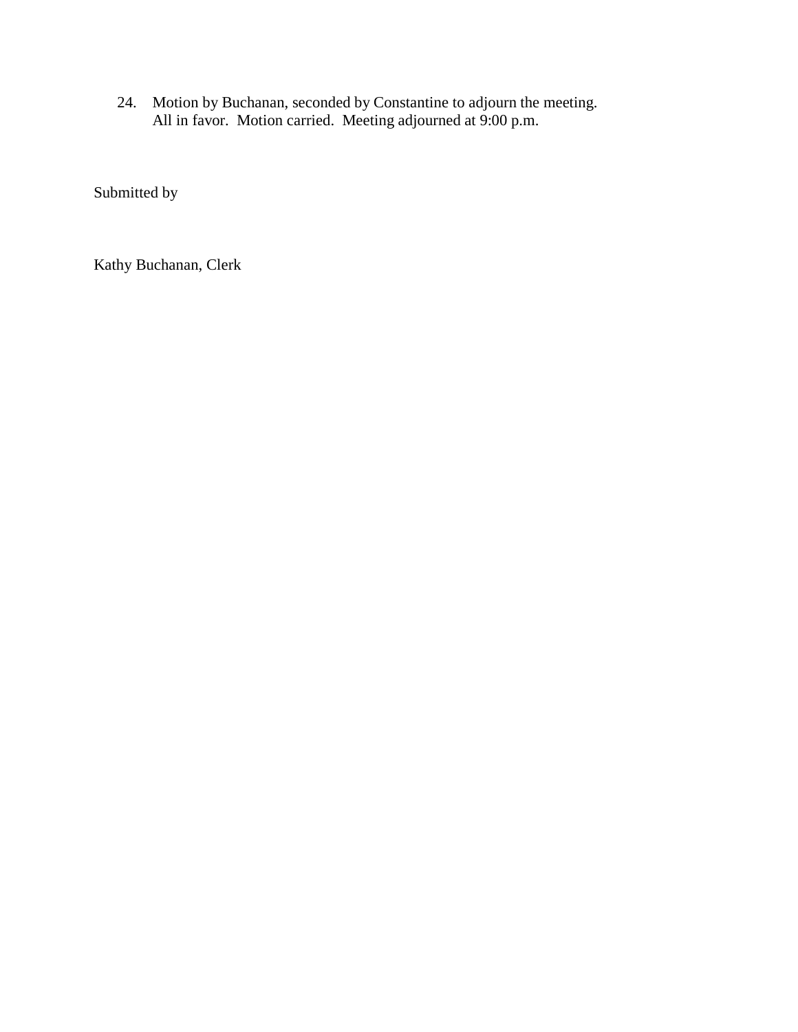24. Motion by Buchanan, seconded by Constantine to adjourn the meeting. All in favor. Motion carried. Meeting adjourned at 9:00 p.m.

Submitted by

Kathy Buchanan, Clerk